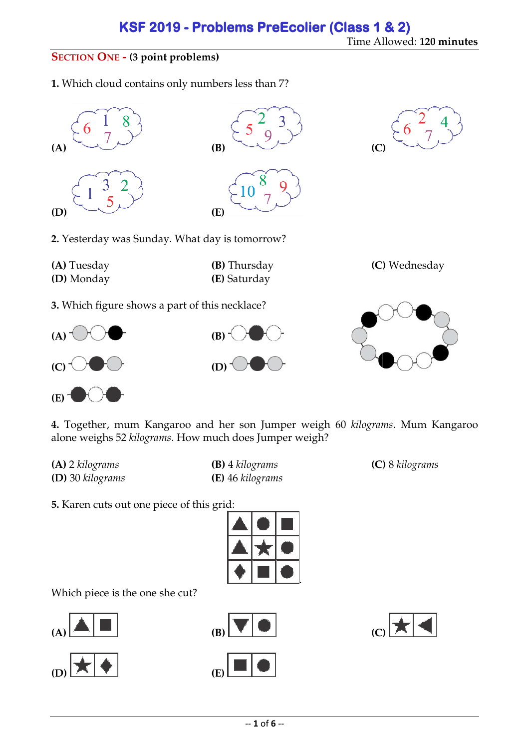# KSF 2019 - Problems PreEcolier (Class 1 & 2)

Time Allowed: **120 minutes**

## SECTION ONE - (3 point problems)

**1.** Which cloud contains only numbers less than 7?

**(A)** 6 1 8 7

**(B)** 5 2 3 9

**(C)** 6 2 4 7

**(D)** 1 3 2 5

**(E)** 10 8 9 7

**2.** Yesterday was Sunday. What day is tomorrow?

**(A)** Tuesday
**(B)** Thursday
**(C)** Wednesday
**(D)** Monday
**(E)** Saturday

**3.** Which figure shows a part of this necklace?

**(A)**
**(B)**
**(C)**
**(D)**
**(E)**

**4.** Together, mum Kangaroo and her son Jumper weigh 60 *kilograms*. Mum Kangaroo alone weighs 52 *kilograms*. How much does Jumper weigh?

**(A)** 2 *kilograms*
**(B)** 4 *kilograms*
**(C)** 8 *kilograms*
**(D)** 30 *kilograms*
**(E)** 46 *kilograms*

**5.** Karen cuts out one piece of this grid:

Which piece is the one she cut?

**(A)**
**(B)**
**(C)**
**(D)**
**(E)**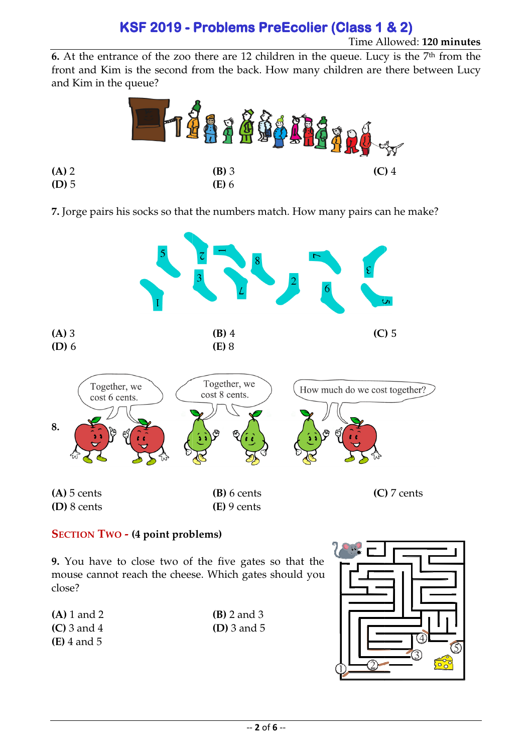# KSF 2019 - Problems PreEcolier (Class 1 & 2)

Time Allowed: **120 minutes**

**6.** At the entrance of the zoo there are 12 children in the queue. Lucy is the 7th from the front and Kim is the second from the back. How many children are there between Lucy and Kim in the queue?

**(A)** 2 **(B)** 3 **(C)** 4
**(D)** 5 **(E)** 6

**7.** Jorge pairs his socks so that the numbers match. How many pairs can he make?

**(A)** 3 **(B)** 4 **(C)** 5
**(D)** 6 **(E)** 8

**8.** Together, we cost 6 cents. Together, we cost 8 cents. How much do we cost together?

**(A)** 5 cents **(B)** 6 cents **(C)** 7 cents
**(D)** 8 cents **(E)** 9 cents

## Section Two - (4 point problems)

**9.** You have to close two of the five gates so that the mouse cannot reach the cheese. Which gates should you close?

**(A)** 1 and 2 **(B)** 2 and 3
**(C)** 3 and 4 **(D)** 3 and 5
**(E)** 4 and 5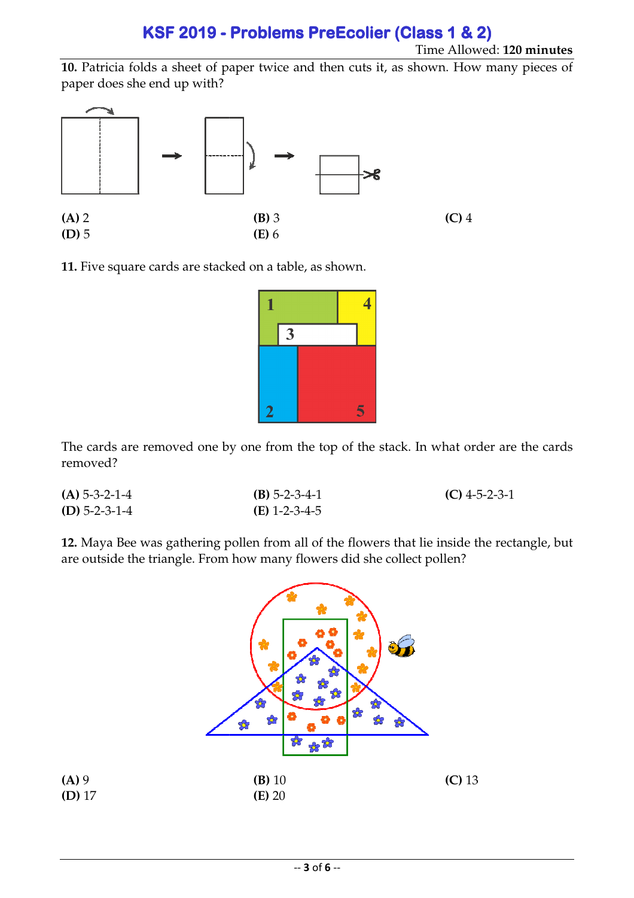**10.** Patricia folds a sheet of paper twice and then cuts it, as shown. How many pieces of paper does she end up with?

**(A)** 2
**(B)** 3
**(C)** 4
**(D)** 5
**(E)** 6

**11.** Five square cards are stacked on a table, as shown.

The cards are removed one by one from the top of the stack. In what order are the cards removed?

**(A)** 5-3-2-1-4
**(B)** 5-2-3-4-1
**(C)** 4-5-2-3-1
**(D)** 5-2-3-1-4
**(E)** 1-2-3-4-5

**12.** Maya Bee was gathering pollen from all of the flowers that lie inside the rectangle, but are outside the triangle. From how many flowers did she collect pollen?

**(A)** 9
**(B)** 10
**(C)** 13
**(D)** 17
**(E)** 20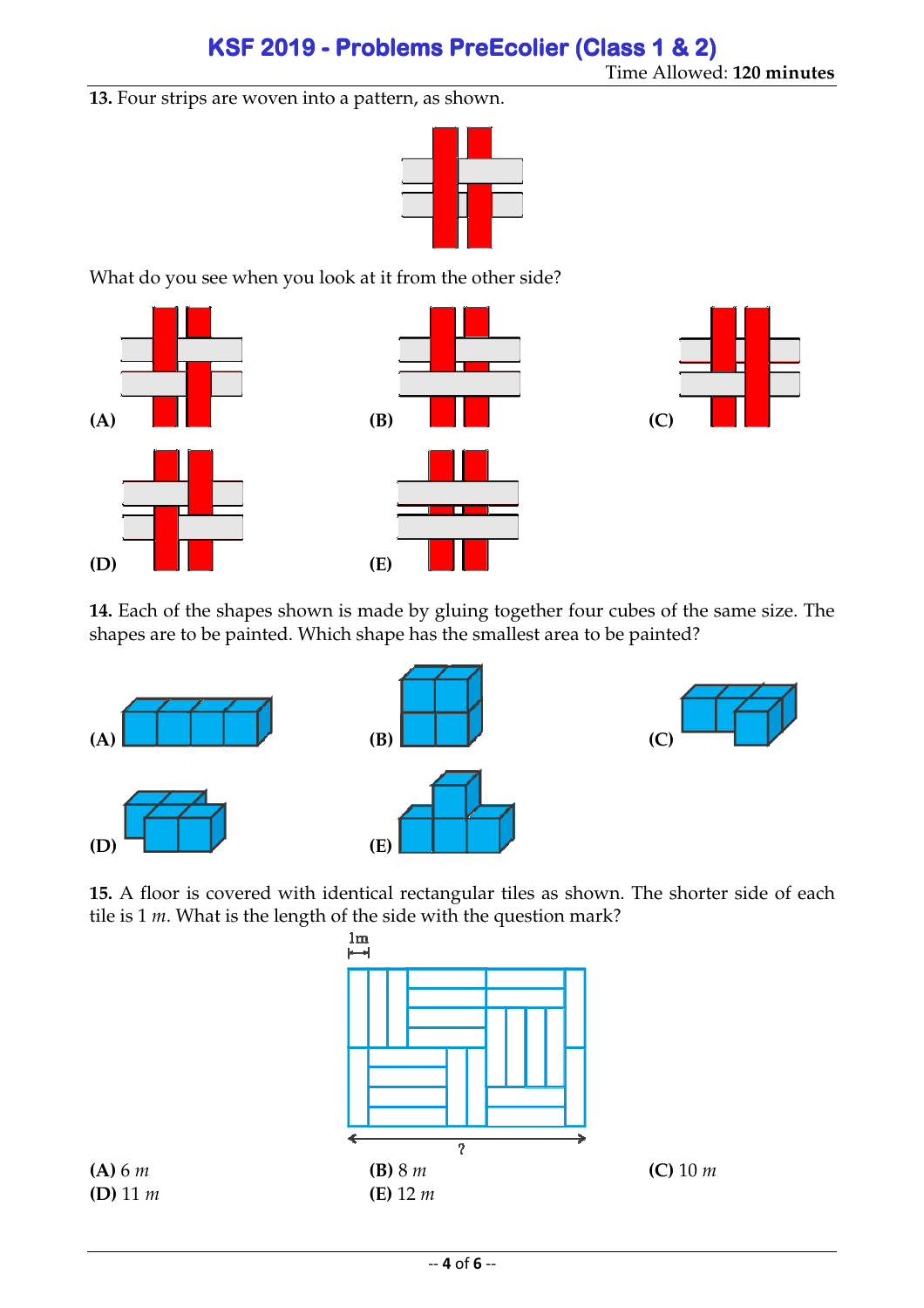**13.** Four strips are woven into a pattern, as shown.

What do you see when you look at it from the other side?

**(A)** **(B)** **(C)**

**(D)** **(E)**

**14.** Each of the shapes shown is made by gluing together four cubes of the same size. The shapes are to be painted. Which shape has the smallest area to be painted?

**(A)** **(B)** **(C)**

**(D)** **(E)**

**15.** A floor is covered with identical rectangular tiles as shown. The shorter side of each tile is 1 *m*. What is the length of the side with the question mark?

1m

?

**(A)** 6 *m* **(B)** 8 *m* **(C)** 10 *m*
**(D)** 11 *m* **(E)** 12 *m*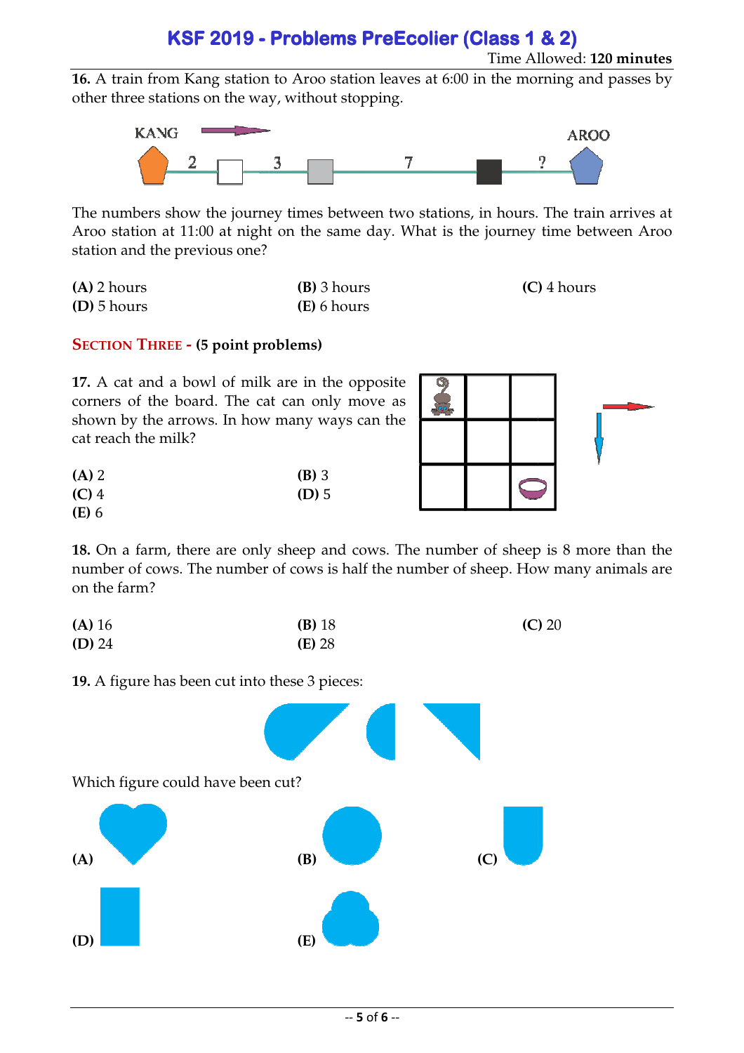# KSF 2019 - Problems PreEcolier (Class 1 & 2)

Time Allowed: **120 minutes**

**16.** A train from Kang station to Aroo station leaves at 6:00 in the morning and passes by other three stations on the way, without stopping.

KANG — 2 — 3 — 7 — ? — AROO

The numbers show the journey times between two stations, in hours. The train arrives at Aroo station at 11:00 at night on the same day. What is the journey time between Aroo station and the previous one?

**(A)** 2 hours **(B)** 3 hours **(C)** 4 hours
**(D)** 5 hours **(E)** 6 hours

## SECTION THREE - (5 point problems)

**17.** A cat and a bowl of milk are in the opposite corners of the board. The cat can only move as shown by the arrows. In how many ways can the cat reach the milk?

**(A)** 2 **(B)** 3
**(C)** 4 **(D)** 5
**(E)** 6

**18.** On a farm, there are only sheep and cows. The number of sheep is 8 more than the number of cows. The number of cows is half the number of sheep. How many animals are on the farm?

**(A)** 16 **(B)** 18 **(C)** 20
**(D)** 24 **(E)** 28

**19.** A figure has been cut into these 3 pieces:

Which figure could have been cut?

**(A)** **(B)** **(C)**

**(D)** **(E)**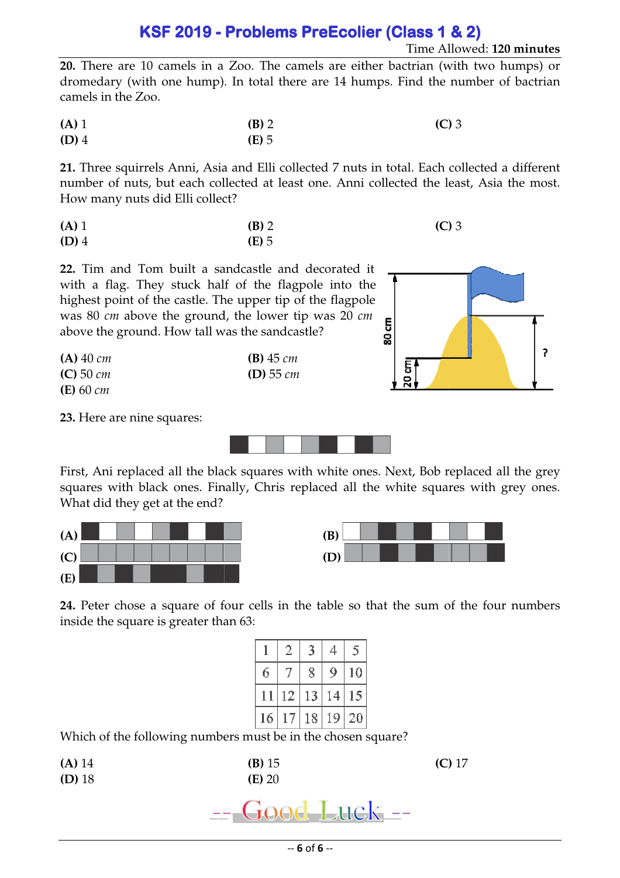# KSF 2019 - Problems PreEcolier (Class 1 & 2)

Time Allowed: **120 minutes**

**20.** There are 10 camels in a Zoo. The camels are either bactrian (with two humps) or dromedary (with one hump). In total there are 14 humps. Find the number of bactrian camels in the Zoo.

**(A)** 1 **(B)** 2 **(C)** 3
**(D)** 4 **(E)** 5

**21.** Three squirrels Anni, Asia and Elli collected 7 nuts in total. Each collected a different number of nuts, but each collected at least one. Anni collected the least, Asia the most. How many nuts did Elli collect?

**(A)** 1 **(B)** 2 **(C)** 3
**(D)** 4 **(E)** 5

**22.** Tim and Tom built a sandcastle and decorated it with a flag. They stuck half of the flagpole into the highest point of the castle. The upper tip of the flagpole was 80 *cm* above the ground, the lower tip was 20 *cm* above the ground. How tall was the sandcastle?

80 cm
20 cm
?

**(A)** 40 *cm* **(B)** 45 *cm*
**(C)** 50 *cm* **(D)** 55 *cm*
**(E)** 60 *cm*

**23.** Here are nine squares:

First, Ani replaced all the black squares with white ones. Next, Bob replaced all the grey squares with black ones. Finally, Chris replaced all the white squares with grey ones. What did they get at the end?

**(A)**

**(B)**

**(C)**

**(D)**

**(E)**

**24.** Peter chose a square of four cells in the table so that the sum of the four numbers inside the square is greater than 63:

| | | | | |
|---|---|---|---|---|
| 1 | 2 | 3 | 4 | 5 |
| 6 | 7 | 8 | 9 | 10 |
| 11 | 12 | 13 | 14 | 15 |
| 16 | 17 | 18 | 19 | 20 |

Which of the following numbers must be in the chosen square?

**(A)** 14 **(B)** 15 **(C)** 17
**(D)** 18 **(E)** 20

-- Good Luck --